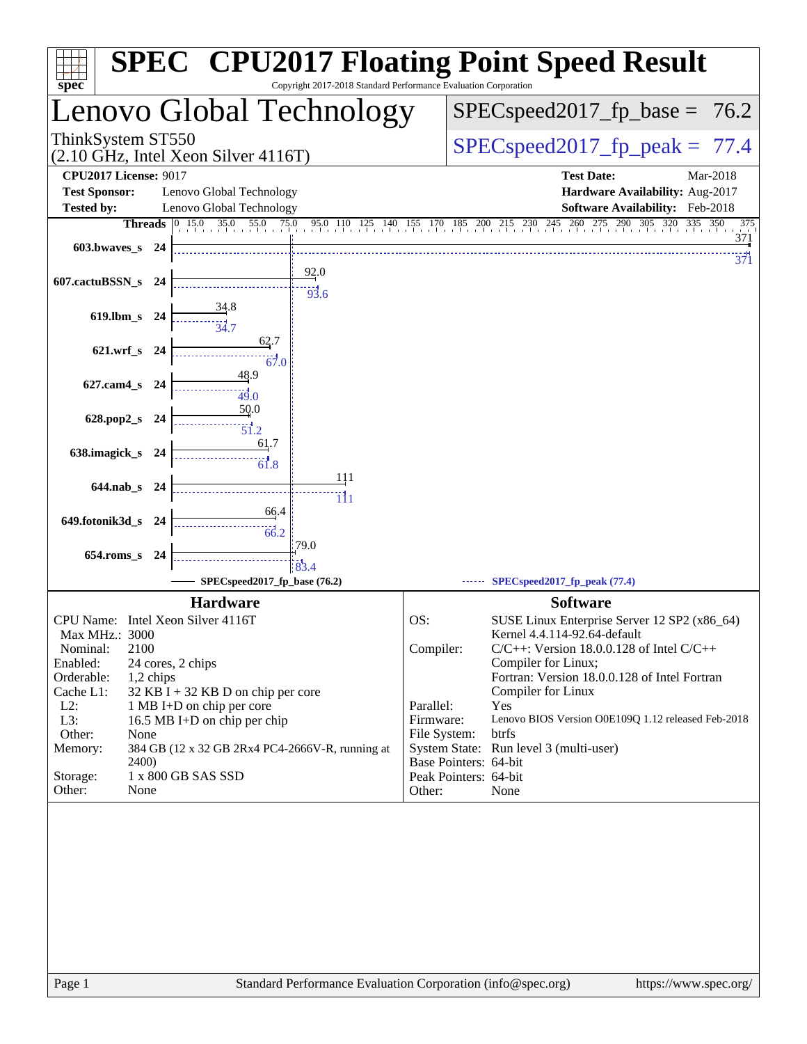# SPEC CPU2017 Floating Point Speed Result

Copyright 2017-2018 Standard Performance Evaluation Corporation

## Lenovo Global Technology

ThinkSystem ST550
(2.10 GHz, Intel Xeon Silver 4116T)

SPECspeed2017_fp_base = 76.2

SPECspeed2017_fp_peak = 77.4

**CPU2017 License:** 9017
**Test Sponsor:** Lenovo Global Technology
**Tested by:** Lenovo Global Technology

**Test Date:** Mar-2018
**Hardware Availability:** Aug-2017
**Software Availability:** Feb-2018

| Benchmark | Threads | Base | Peak |
|---|---|---|---|
| 603.bwaves_s | 24 | 371 | 371 |
| 607.cactuBSSN_s | 24 | 92.0 | 93.6 |
| 619.lbm_s | 24 | 34.8 | 34.7 |
| 621.wrf_s | 24 | 62.7 | 67.0 |
| 627.cam4_s | 24 | 48.9 | 49.0 |
| 628.pop2_s | 24 | 50.0 | 51.2 |
| 638.imagick_s | 24 | 61.7 | 61.8 |
| 644.nab_s | 24 | 111 | 111 |
| 649.fotonik3d_s | 24 | 66.4 | 66.2 |
| 654.roms_s | 24 | 79.0 | 83.4 |

SPECspeed2017_fp_base (76.2) — SPECspeed2017_fp_peak (77.4)

### Hardware

| | |
|---|---|
| CPU Name: | Intel Xeon Silver 4116T |
| Max MHz.: | 3000 |
| Nominal: | 2100 |
| Enabled: | 24 cores, 2 chips |
| Orderable: | 1,2 chips |
| Cache L1: | 32 KB I + 32 KB D on chip per core |
| L2: | 1 MB I+D on chip per core |
| L3: | 16.5 MB I+D on chip per chip |
| Other: | None |
| Memory: | 384 GB (12 x 32 GB 2Rx4 PC4-2666V-R, running at 2400) |
| Storage: | 1 x 800 GB SAS SSD |
| Other: | None |

### Software

| | |
|---|---|
| OS: | SUSE Linux Enterprise Server 12 SP2 (x86_64) Kernel 4.4.114-92.64-default |
| Compiler: | C/C++: Version 18.0.0.128 of Intel C/C++ Compiler for Linux; Fortran: Version 18.0.0.128 of Intel Fortran Compiler for Linux |
| Parallel: | Yes |
| Firmware: | Lenovo BIOS Version O0E109Q 1.12 released Feb-2018 |
| File System: | btrfs |
| System State: | Run level 3 (multi-user) |
| Base Pointers: | 64-bit |
| Peak Pointers: | 64-bit |
| Other: | None |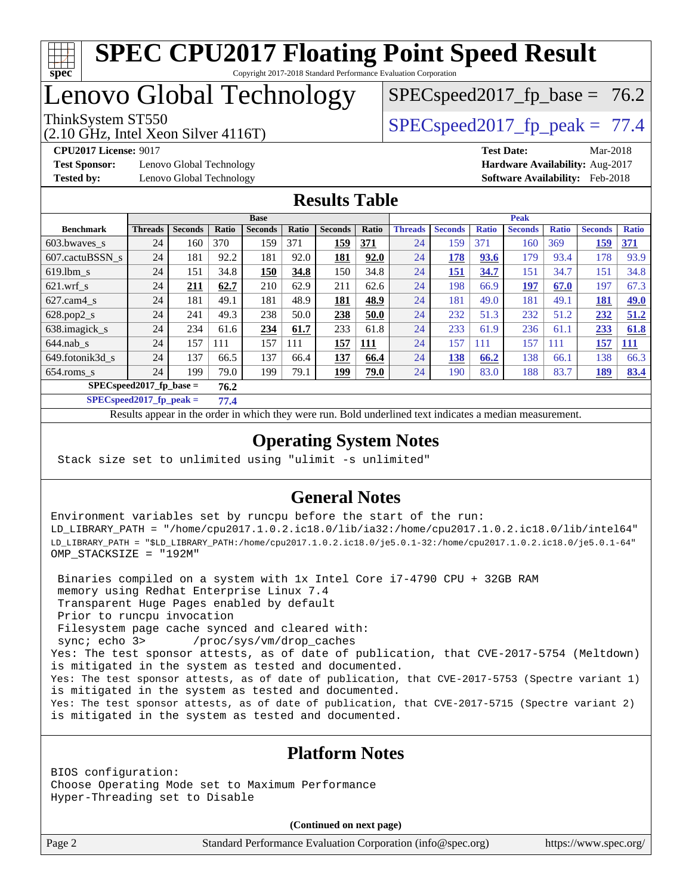# SPEC CPU2017 Floating Point Speed Result

Copyright 2017-2018 Standard Performance Evaluation Corporation

## Lenovo Global Technology

ThinkSystem ST550
(2.10 GHz, Intel Xeon Silver 4116T)

SPECspeed2017_fp_base = 76.2

SPECspeed2017_fp_peak = 77.4

**CPU2017 License:** 9017
**Test Sponsor:** Lenovo Global Technology
**Tested by:** Lenovo Global Technology

**Test Date:** Mar-2018
**Hardware Availability:** Aug-2017
**Software Availability:** Feb-2018

### Results Table

| | Base | | | | | | | Peak | | | | | | |
|---|---|---|---|---|---|---|---|---|---|---|---|---|---|---|
| **Benchmark** | **Threads** | **Seconds** | **Ratio** | **Seconds** | **Ratio** | **Seconds** | **Ratio** | **Threads** | **Seconds** | **Ratio** | **Seconds** | **Ratio** | **Seconds** | **Ratio** |
| 603.bwaves_s | 24 | 160 | 370 | 159 | 371 | **159** | **371** | 24 | 159 | 371 | 160 | 369 | **159** | **371** |
| 607.cactuBSSN_s | 24 | 181 | 92.2 | 181 | 92.0 | **181** | **92.0** | 24 | **178** | **93.6** | 179 | 93.4 | 178 | 93.9 |
| 619.lbm_s | 24 | 151 | 34.8 | **150** | **34.8** | 150 | 34.8 | 24 | **151** | **34.7** | 151 | 34.7 | 151 | 34.8 |
| 621.wrf_s | 24 | **211** | **62.7** | 210 | 62.9 | 211 | 62.6 | 24 | 198 | 66.9 | **197** | **67.0** | 197 | 67.3 |
| 627.cam4_s | 24 | 181 | 49.1 | 181 | 48.9 | **181** | **48.9** | 24 | 181 | 49.0 | 181 | 49.1 | **181** | **49.0** |
| 628.pop2_s | 24 | 241 | 49.3 | 238 | 50.0 | **238** | **50.0** | 24 | 232 | 51.3 | 232 | 51.2 | **232** | **51.2** |
| 638.imagick_s | 24 | 234 | 61.6 | **234** | **61.7** | 233 | 61.8 | 24 | 233 | 61.9 | 236 | 61.1 | **233** | **61.8** |
| 644.nab_s | 24 | 157 | 111 | 157 | 111 | **157** | **111** | 24 | 157 | 111 | 157 | 111 | **157** | **111** |
| 649.fotonik3d_s | 24 | 137 | 66.5 | 137 | 66.4 | **137** | **66.4** | 24 | **138** | **66.2** | 138 | 66.1 | 138 | 66.3 |
| 654.roms_s | 24 | 199 | 79.0 | 199 | 79.1 | **199** | **79.0** | 24 | 190 | 83.0 | 188 | 83.7 | **189** | **83.4** |

**SPECspeed2017_fp_base = 76.2**

**SPECspeed2017_fp_peak = 77.4**

Results appear in the order in which they were run. Bold underlined text indicates a median measurement.

### Operating System Notes

```
Stack size set to unlimited using "ulimit -s unlimited"
```

### General Notes

```
Environment variables set by runcpu before the start of the run:
LD_LIBRARY_PATH = "/home/cpu2017.1.0.2.ic18.0/lib/ia32:/home/cpu2017.1.0.2.ic18.0/lib/intel64"
LD_LIBRARY_PATH = "$LD_LIBRARY_PATH:/home/cpu2017.1.0.2.ic18.0/je5.0.1-32:/home/cpu2017.1.0.2.ic18.0/je5.0.1-64"
OMP_STACKSIZE = "192M"

 Binaries compiled on a system with 1x Intel Core i7-4790 CPU + 32GB RAM
 memory using Redhat Enterprise Linux 7.4
 Transparent Huge Pages enabled by default
 Prior to runcpu invocation
 Filesystem page cache synced and cleared with:
 sync; echo 3>       /proc/sys/vm/drop_caches
Yes: The test sponsor attests, as of date of publication, that CVE-2017-5754 (Meltdown)
is mitigated in the system as tested and documented.
Yes: The test sponsor attests, as of date of publication, that CVE-2017-5753 (Spectre variant 1)
is mitigated in the system as tested and documented.
Yes: The test sponsor attests, as of date of publication, that CVE-2017-5715 (Spectre variant 2)
is mitigated in the system as tested and documented.
```

### Platform Notes

```
BIOS configuration:
Choose Operating Mode set to Maximum Performance
Hyper-Threading set to Disable
```

**(Continued on next page)**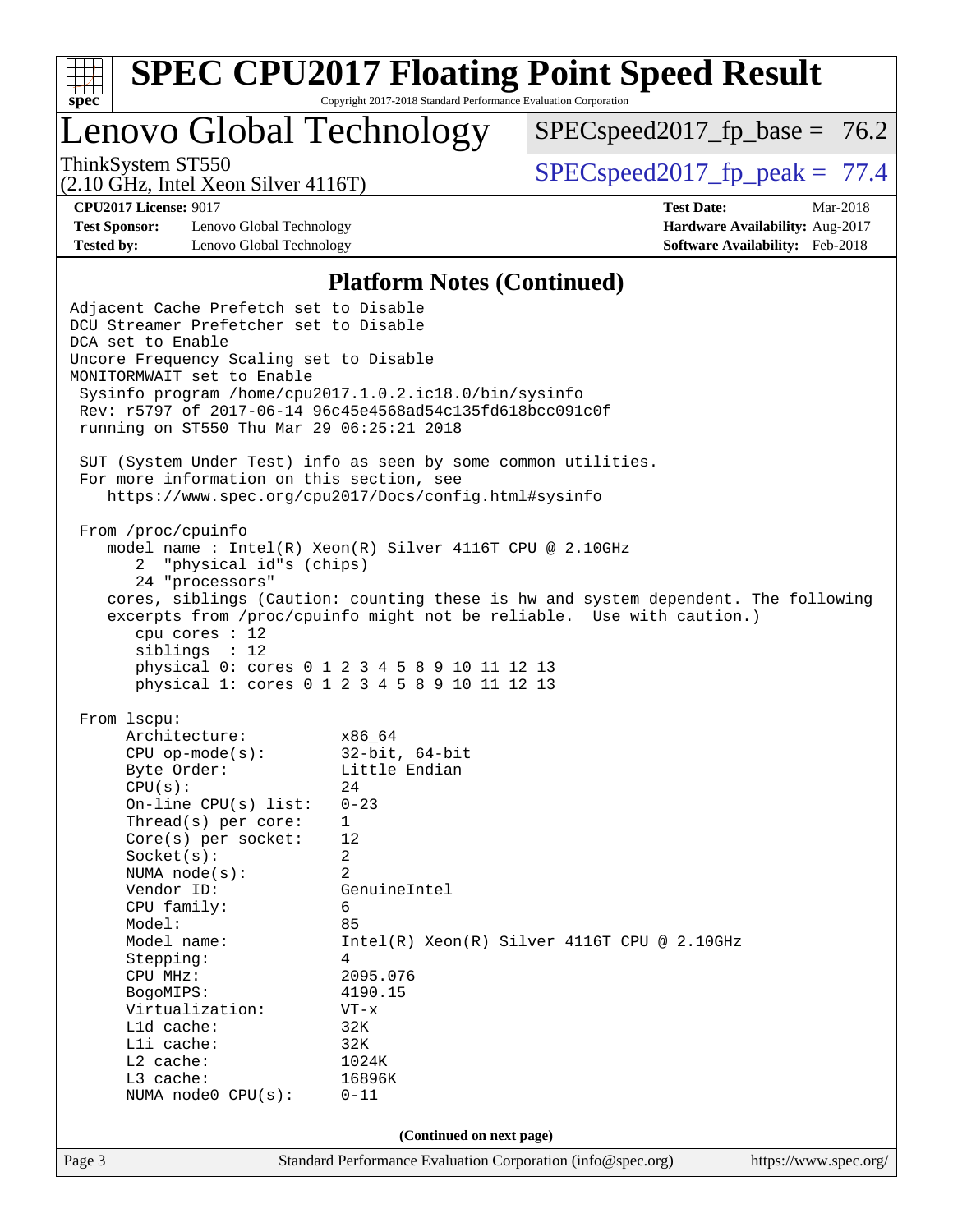## Platform Notes (Continued)

```
Adjacent Cache Prefetch set to Disable
DCU Streamer Prefetcher set to Disable
DCA set to Enable
Uncore Frequency Scaling set to Disable
MONITORMWAIT set to Enable
 Sysinfo program /home/cpu2017.1.0.2.ic18.0/bin/sysinfo
 Rev: r5797 of 2017-06-14 96c45e4568ad54c135fd618bcc091c0f
 running on ST550 Thu Mar 29 06:25:21 2018

 SUT (System Under Test) info as seen by some common utilities.
 For more information on this section, see
    https://www.spec.org/cpu2017/Docs/config.html#sysinfo

 From /proc/cpuinfo
    model name : Intel(R) Xeon(R) Silver 4116T CPU @ 2.10GHz
       2  "physical id"s (chips)
       24 "processors"
    cores, siblings (Caution: counting these is hw and system dependent. The following
    excerpts from /proc/cpuinfo might not be reliable.  Use with caution.)
       cpu cores : 12
       siblings  : 12
       physical 0: cores 0 1 2 3 4 5 8 9 10 11 12 13
       physical 1: cores 0 1 2 3 4 5 8 9 10 11 12 13

 From lscpu:
      Architecture:          x86_64
      CPU op-mode(s):        32-bit, 64-bit
      Byte Order:            Little Endian
      CPU(s):                24
      On-line CPU(s) list:   0-23
      Thread(s) per core:    1
      Core(s) per socket:    12
      Socket(s):             2
      NUMA node(s):          2
      Vendor ID:             GenuineIntel
      CPU family:            6
      Model:                 85
      Model name:            Intel(R) Xeon(R) Silver 4116T CPU @ 2.10GHz
      Stepping:              4
      CPU MHz:               2095.076
      BogoMIPS:              4190.15
      Virtualization:        VT-x
      L1d cache:             32K
      L1i cache:             32K
      L2 cache:              1024K
      L3 cache:              16896K
      NUMA node0 CPU(s):     0-11
```

(Continued on next page)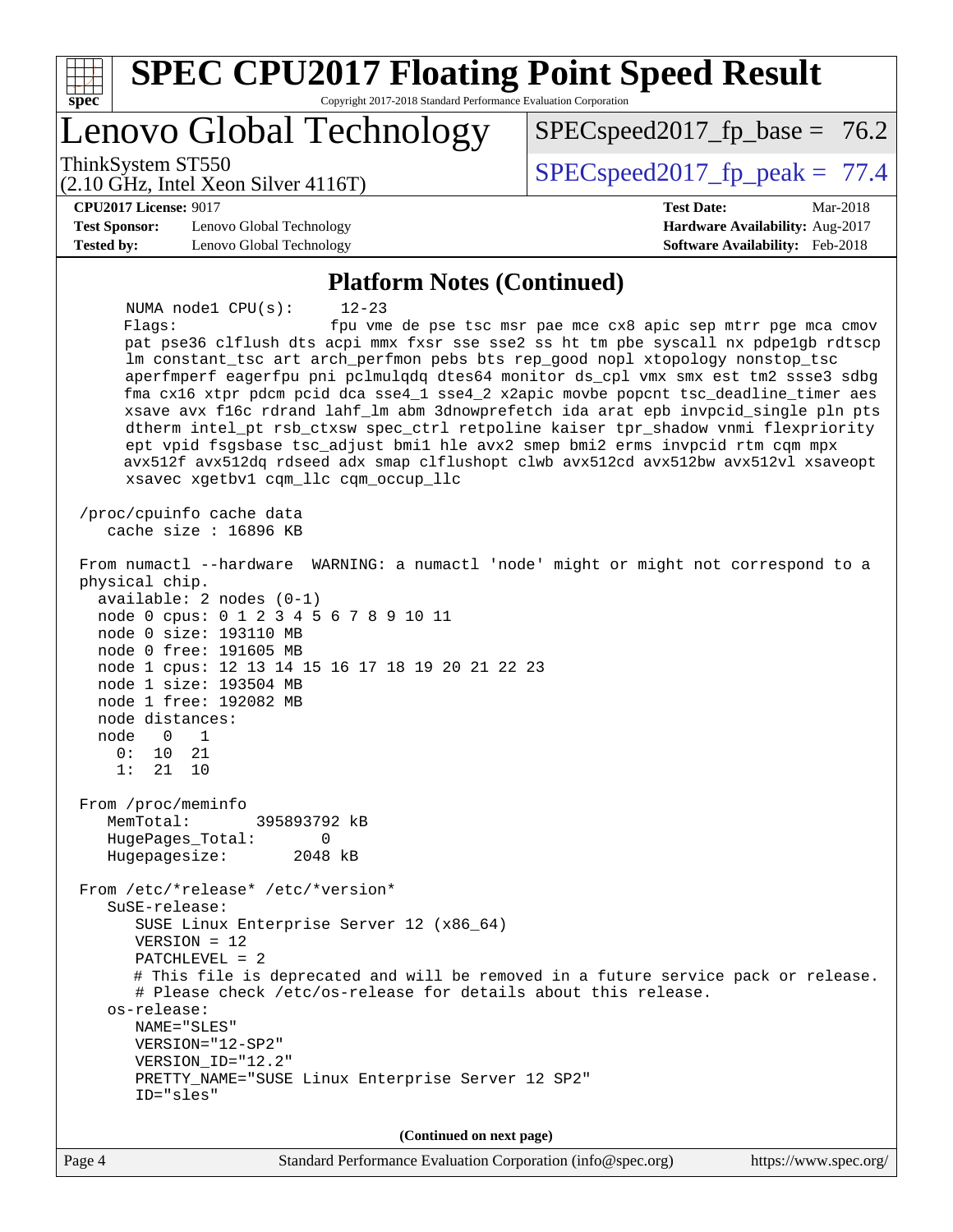# SPEC CPU2017 Floating Point Speed Result

Copyright 2017-2018 Standard Performance Evaluation Corporation

## Lenovo Global Technology

ThinkSystem ST550
(2.10 GHz, Intel Xeon Silver 4116T)

SPECspeed2017_fp_base = 76.2

SPECspeed2017_fp_peak = 77.4

**CPU2017 License:** 9017
**Test Sponsor:** Lenovo Global Technology
**Tested by:** Lenovo Global Technology

**Test Date:** Mar-2018
**Hardware Availability:** Aug-2017
**Software Availability:** Feb-2018

### Platform Notes (Continued)

```
      NUMA node1 CPU(s):     12-23
      Flags:                 fpu vme de pse tsc msr pae mce cx8 apic sep mtrr pge mca cmov
      pat pse36 clflush dts acpi mmx fxsr sse sse2 ss ht tm pbe syscall nx pdpe1gb rdtscp
      lm constant_tsc art arch_perfmon pebs bts rep_good nopl xtopology nonstop_tsc
      aperfmperf eagerfpu pni pclmulqdq dtes64 monitor ds_cpl vmx smx est tm2 ssse3 sdbg
      fma cx16 xtpr pdcm pcid dca sse4_1 sse4_2 x2apic movbe popcnt tsc_deadline_timer aes
      xsave avx f16c rdrand lahf_lm abm 3dnowprefetch ida arat epb invpcid_single pln pts
      dtherm intel_pt rsb_ctxsw spec_ctrl retpoline kaiser tpr_shadow vnmi flexpriority
      ept vpid fsgsbase tsc_adjust bmi1 hle avx2 smep bmi2 erms invpcid rtm cqm mpx
      avx512f avx512dq rdseed adx smap clflushopt clwb avx512cd avx512bw avx512vl xsaveopt
      xsavec xgetbv1 cqm_llc cqm_occup_llc

 /proc/cpuinfo cache data
    cache size : 16896 KB

 From numactl --hardware  WARNING: a numactl 'node' might or might not correspond to a
 physical chip.
   available: 2 nodes (0-1)
   node 0 cpus: 0 1 2 3 4 5 6 7 8 9 10 11
   node 0 size: 193110 MB
   node 0 free: 191605 MB
   node 1 cpus: 12 13 14 15 16 17 18 19 20 21 22 23
   node 1 size: 193504 MB
   node 1 free: 192082 MB
   node distances:
   node   0   1
     0:  10  21
     1:  21  10

 From /proc/meminfo
    MemTotal:       395893792 kB
    HugePages_Total:       0
    Hugepagesize:       2048 kB

 From /etc/*release* /etc/*version*
    SuSE-release:
       SUSE Linux Enterprise Server 12 (x86_64)
       VERSION = 12
       PATCHLEVEL = 2
       # This file is deprecated and will be removed in a future service pack or release.
       # Please check /etc/os-release for details about this release.
    os-release:
       NAME="SLES"
       VERSION="12-SP2"
       VERSION_ID="12.2"
       PRETTY_NAME="SUSE Linux Enterprise Server 12 SP2"
       ID="sles"
```

(Continued on next page)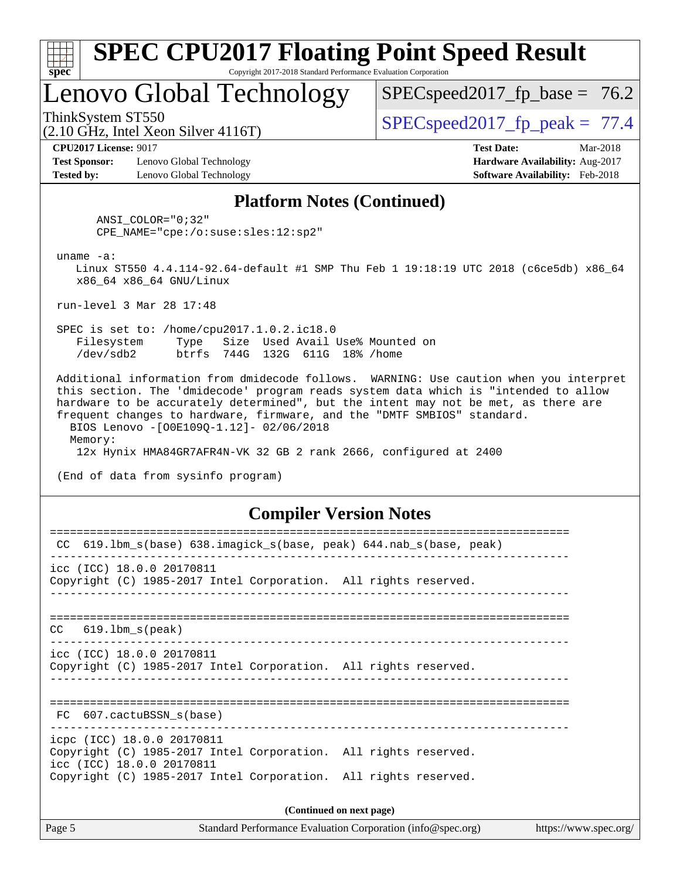## Platform Notes (Continued)

```
      ANSI_COLOR="0;32"
      CPE_NAME="cpe:/o:suse:sles:12:sp2"

 uname -a:
    Linux ST550 4.4.114-92.64-default #1 SMP Thu Feb 1 19:18:19 UTC 2018 (c6ce5db) x86_64
    x86_64 x86_64 GNU/Linux

 run-level 3 Mar 28 17:48

 SPEC is set to: /home/cpu2017.1.0.2.ic18.0
    Filesystem     Type   Size  Used Avail Use% Mounted on
    /dev/sdb2      btrfs  744G  132G  611G  18% /home

 Additional information from dmidecode follows.  WARNING: Use caution when you interpret
 this section. The 'dmidecode' program reads system data which is "intended to allow
 hardware to be accurately determined", but the intent may not be met, as there are
 frequent changes to hardware, firmware, and the "DMTF SMBIOS" standard.
   BIOS Lenovo -[O0E109Q-1.12]- 02/06/2018
   Memory:
     12x Hynix HMA84GR7AFR4N-VK 32 GB 2 rank 2666, configured at 2400

 (End of data from sysinfo program)
```

## Compiler Version Notes

```
==============================================================================
 CC  619.lbm_s(base) 638.imagick_s(base, peak) 644.nab_s(base, peak)
------------------------------------------------------------------------------
icc (ICC) 18.0.0 20170811
Copyright (C) 1985-2017 Intel Corporation.  All rights reserved.
------------------------------------------------------------------------------

==============================================================================
 CC   619.lbm_s(peak)
------------------------------------------------------------------------------
icc (ICC) 18.0.0 20170811
Copyright (C) 1985-2017 Intel Corporation.  All rights reserved.
------------------------------------------------------------------------------

==============================================================================
 FC  607.cactuBSSN_s(base)
------------------------------------------------------------------------------
icpc (ICC) 18.0.0 20170811
Copyright (C) 1985-2017 Intel Corporation.  All rights reserved.
icc (ICC) 18.0.0 20170811
Copyright (C) 1985-2017 Intel Corporation.  All rights reserved.
```

**(Continued on next page)**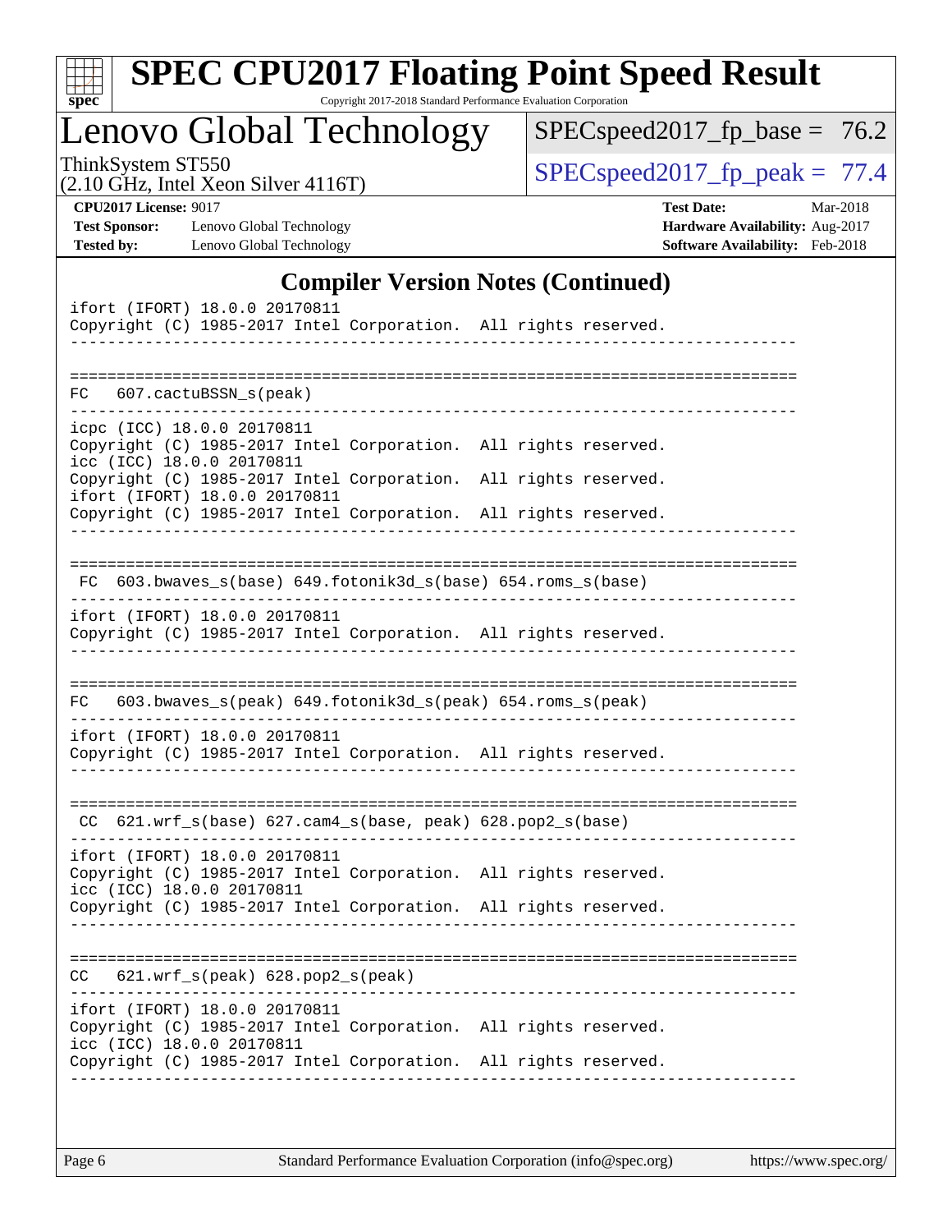## Compiler Version Notes (Continued)

```
ifort (IFORT) 18.0.0 20170811
Copyright (C) 1985-2017 Intel Corporation.  All rights reserved.
------------------------------------------------------------------------------

==============================================================================
FC   607.cactuBSSN_s(peak)
------------------------------------------------------------------------------
icpc (ICC) 18.0.0 20170811
Copyright (C) 1985-2017 Intel Corporation.  All rights reserved.
icc (ICC) 18.0.0 20170811
Copyright (C) 1985-2017 Intel Corporation.  All rights reserved.
ifort (IFORT) 18.0.0 20170811
Copyright (C) 1985-2017 Intel Corporation.  All rights reserved.
------------------------------------------------------------------------------

==============================================================================
 FC  603.bwaves_s(base) 649.fotonik3d_s(base) 654.roms_s(base)
------------------------------------------------------------------------------
ifort (IFORT) 18.0.0 20170811
Copyright (C) 1985-2017 Intel Corporation.  All rights reserved.
------------------------------------------------------------------------------

==============================================================================
FC   603.bwaves_s(peak) 649.fotonik3d_s(peak) 654.roms_s(peak)
------------------------------------------------------------------------------
ifort (IFORT) 18.0.0 20170811
Copyright (C) 1985-2017 Intel Corporation.  All rights reserved.
------------------------------------------------------------------------------

==============================================================================
 CC  621.wrf_s(base) 627.cam4_s(base, peak) 628.pop2_s(base)
------------------------------------------------------------------------------
ifort (IFORT) 18.0.0 20170811
Copyright (C) 1985-2017 Intel Corporation.  All rights reserved.
icc (ICC) 18.0.0 20170811
Copyright (C) 1985-2017 Intel Corporation.  All rights reserved.
------------------------------------------------------------------------------

==============================================================================
CC   621.wrf_s(peak) 628.pop2_s(peak)
------------------------------------------------------------------------------
ifort (IFORT) 18.0.0 20170811
Copyright (C) 1985-2017 Intel Corporation.  All rights reserved.
icc (ICC) 18.0.0 20170811
Copyright (C) 1985-2017 Intel Corporation.  All rights reserved.
------------------------------------------------------------------------------
```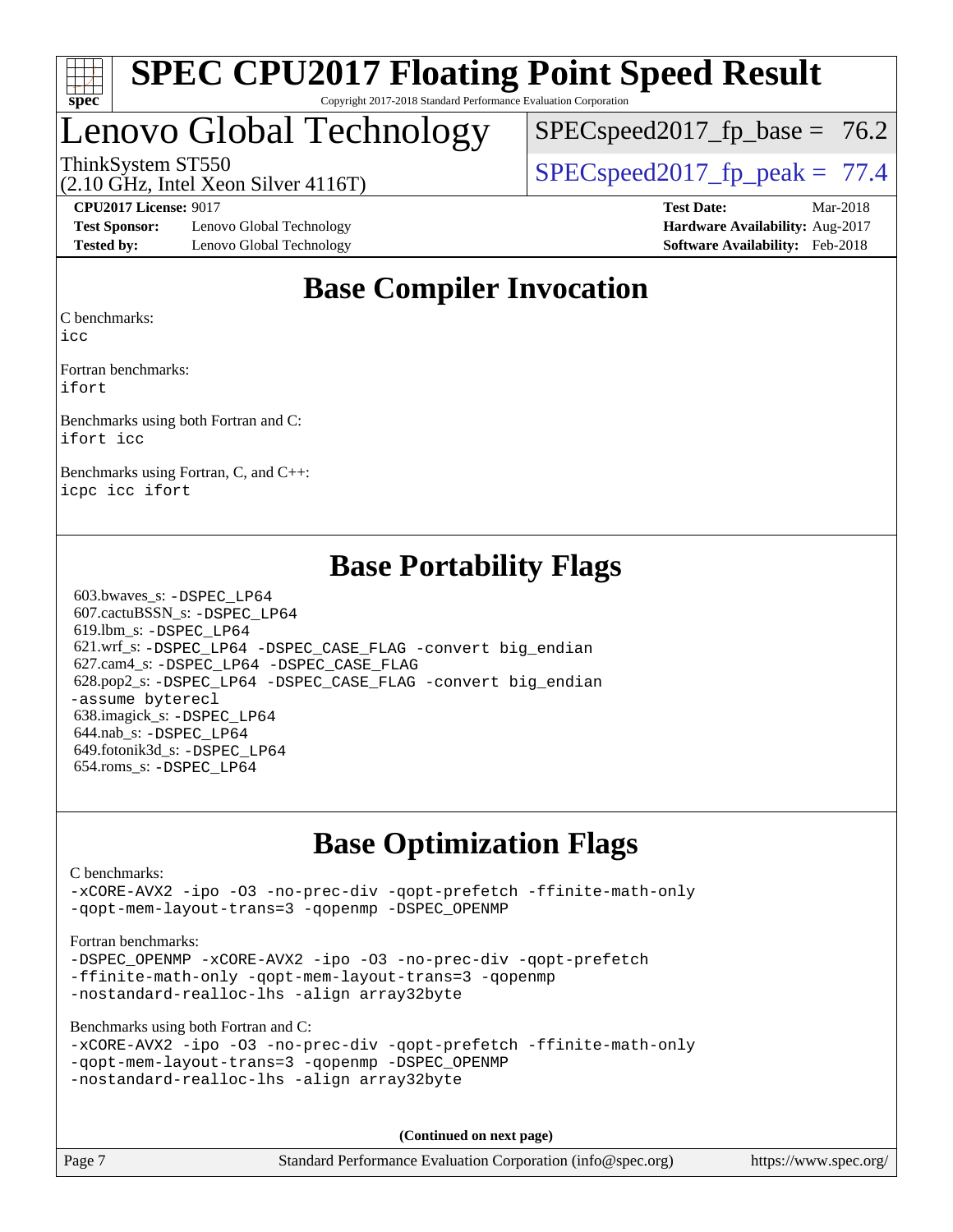# SPEC CPU2017 Floating Point Speed Result

Copyright 2017-2018 Standard Performance Evaluation Corporation

## Lenovo Global Technology

ThinkSystem ST550
(2.10 GHz, Intel Xeon Silver 4116T)

SPECspeed2017_fp_base = 76.2

SPECspeed2017_fp_peak = 77.4

**CPU2017 License:** 9017
**Test Sponsor:** Lenovo Global Technology
**Tested by:** Lenovo Global Technology

**Test Date:** Mar-2018
**Hardware Availability:** Aug-2017
**Software Availability:** Feb-2018

## Base Compiler Invocation

C benchmarks:
icc

Fortran benchmarks:
ifort

Benchmarks using both Fortran and C:
ifort icc

Benchmarks using Fortran, C, and C++:
icpc icc ifort

## Base Portability Flags

603.bwaves_s: -DSPEC_LP64
607.cactuBSSN_s: -DSPEC_LP64
619.lbm_s: -DSPEC_LP64
621.wrf_s: -DSPEC_LP64 -DSPEC_CASE_FLAG -convert big_endian
627.cam4_s: -DSPEC_LP64 -DSPEC_CASE_FLAG
628.pop2_s: -DSPEC_LP64 -DSPEC_CASE_FLAG -convert big_endian -assume byterecl
638.imagick_s: -DSPEC_LP64
644.nab_s: -DSPEC_LP64
649.fotonik3d_s: -DSPEC_LP64
654.roms_s: -DSPEC_LP64

## Base Optimization Flags

C benchmarks:
-xCORE-AVX2 -ipo -O3 -no-prec-div -qopt-prefetch -ffinite-math-only -qopt-mem-layout-trans=3 -qopenmp -DSPEC_OPENMP

Fortran benchmarks:
-DSPEC_OPENMP -xCORE-AVX2 -ipo -O3 -no-prec-div -qopt-prefetch -ffinite-math-only -qopt-mem-layout-trans=3 -qopenmp -nostandard-realloc-lhs -align array32byte

Benchmarks using both Fortran and C:
-xCORE-AVX2 -ipo -O3 -no-prec-div -qopt-prefetch -ffinite-math-only -qopt-mem-layout-trans=3 -qopenmp -DSPEC_OPENMP -nostandard-realloc-lhs -align array32byte

**(Continued on next page)**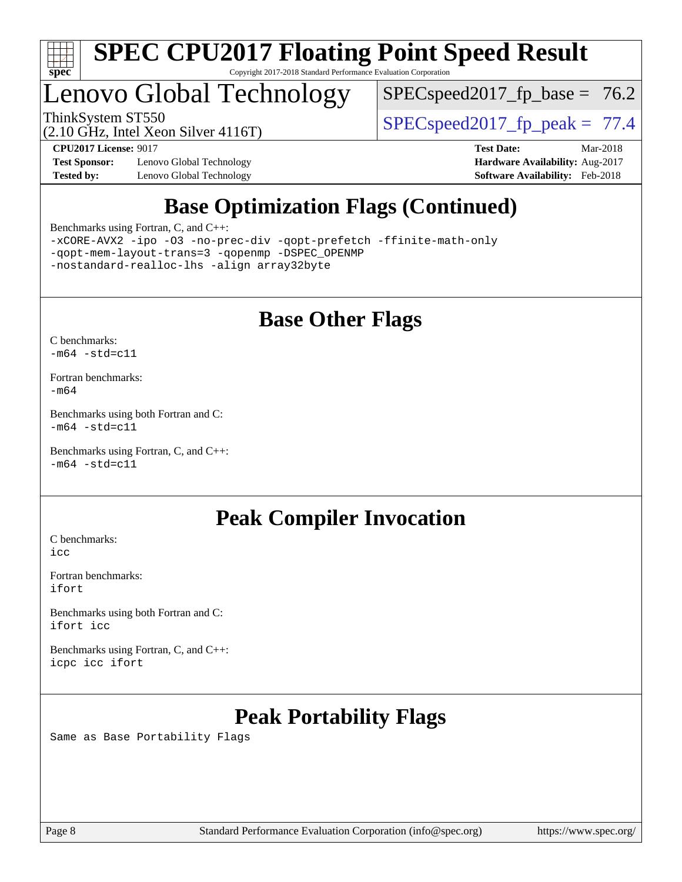## Base Optimization Flags (Continued)

Benchmarks using Fortran, C, and C++:

```
-xCORE-AVX2 -ipo -O3 -no-prec-div -qopt-prefetch -ffinite-math-only
-qopt-mem-layout-trans=3 -qopenmp -DSPEC_OPENMP
-nostandard-realloc-lhs -align array32byte
```

## Base Other Flags

C benchmarks:

```
-m64 -std=c11
```

Fortran benchmarks:

```
-m64
```

Benchmarks using both Fortran and C:

```
-m64 -std=c11
```

Benchmarks using Fortran, C, and C++:

```
-m64 -std=c11
```

## Peak Compiler Invocation

C benchmarks:

```
icc
```

Fortran benchmarks:

```
ifort
```

Benchmarks using both Fortran and C:

```
ifort icc
```

Benchmarks using Fortran, C, and C++:

```
icpc icc ifort
```

## Peak Portability Flags

Same as Base Portability Flags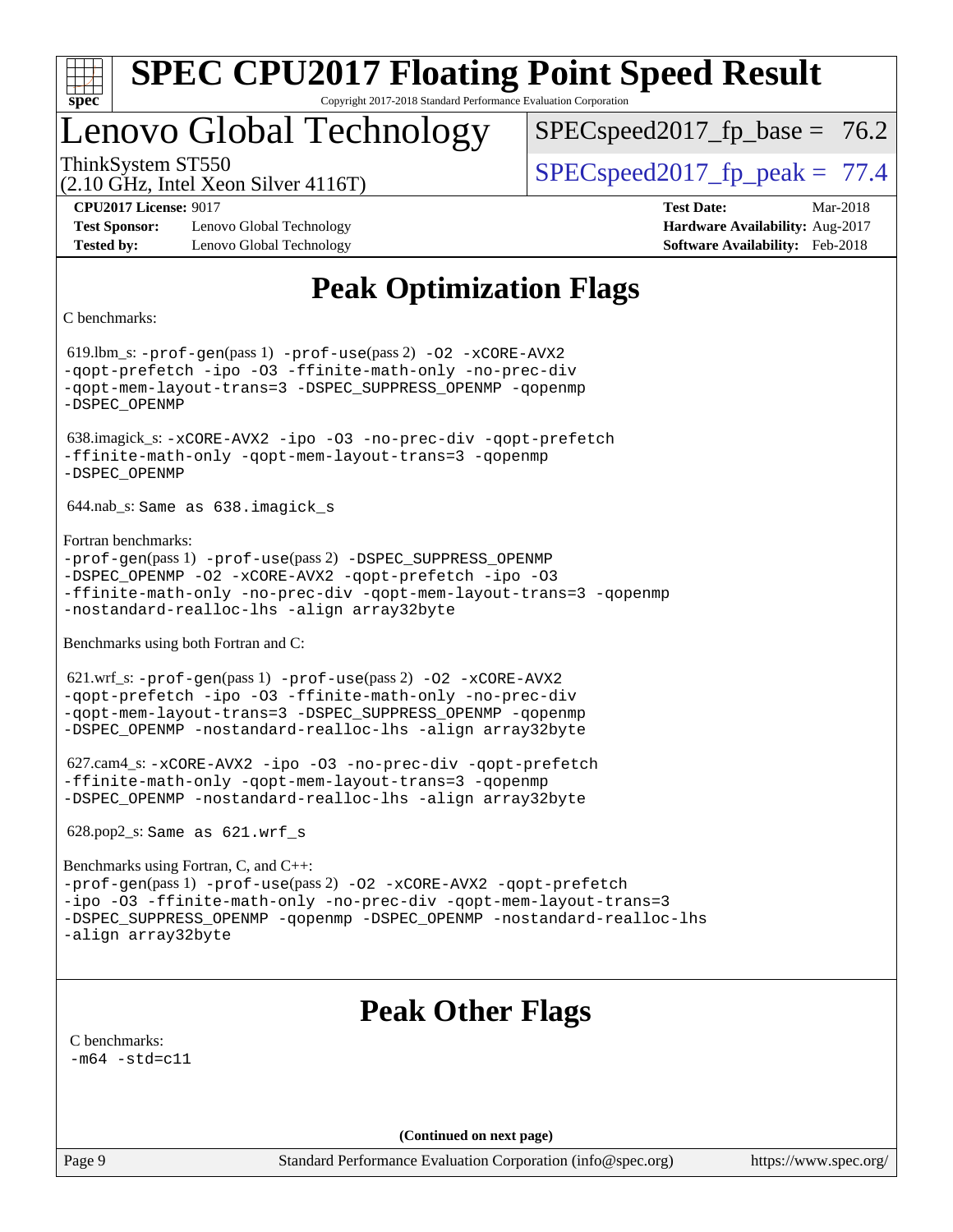# SPEC CPU2017 Floating Point Speed Result

Copyright 2017-2018 Standard Performance Evaluation Corporation

## Lenovo Global Technology

ThinkSystem ST550
(2.10 GHz, Intel Xeon Silver 4116T)

SPECspeed2017_fp_base = 76.2

SPECspeed2017_fp_peak = 77.4

**CPU2017 License:** 9017
**Test Sponsor:** Lenovo Global Technology
**Tested by:** Lenovo Global Technology

**Test Date:** Mar-2018
**Hardware Availability:** Aug-2017
**Software Availability:** Feb-2018

## Peak Optimization Flags

C benchmarks:

619.lbm_s: `-prof-gen`(pass 1) `-prof-use`(pass 2) `-O2 -xCORE-AVX2 -qopt-prefetch -ipo -O3 -ffinite-math-only -no-prec-div -qopt-mem-layout-trans=3 -DSPEC_SUPPRESS_OPENMP -qopenmp -DSPEC_OPENMP`

638.imagick_s: `-xCORE-AVX2 -ipo -O3 -no-prec-div -qopt-prefetch -ffinite-math-only -qopt-mem-layout-trans=3 -qopenmp -DSPEC_OPENMP`

644.nab_s: `Same as 638.imagick_s`

Fortran benchmarks:

`-prof-gen`(pass 1) `-prof-use`(pass 2) `-DSPEC_SUPPRESS_OPENMP -DSPEC_OPENMP -O2 -xCORE-AVX2 -qopt-prefetch -ipo -O3 -ffinite-math-only -no-prec-div -qopt-mem-layout-trans=3 -qopenmp -nostandard-realloc-lhs -align array32byte`

Benchmarks using both Fortran and C:

621.wrf_s: `-prof-gen`(pass 1) `-prof-use`(pass 2) `-O2 -xCORE-AVX2 -qopt-prefetch -ipo -O3 -ffinite-math-only -no-prec-div -qopt-mem-layout-trans=3 -DSPEC_SUPPRESS_OPENMP -qopenmp -DSPEC_OPENMP -nostandard-realloc-lhs -align array32byte`

627.cam4_s: `-xCORE-AVX2 -ipo -O3 -no-prec-div -qopt-prefetch -ffinite-math-only -qopt-mem-layout-trans=3 -qopenmp -DSPEC_OPENMP -nostandard-realloc-lhs -align array32byte`

628.pop2_s: `Same as 621.wrf_s`

Benchmarks using Fortran, C, and C++:

`-prof-gen`(pass 1) `-prof-use`(pass 2) `-O2 -xCORE-AVX2 -qopt-prefetch -ipo -O3 -ffinite-math-only -no-prec-div -qopt-mem-layout-trans=3 -DSPEC_SUPPRESS_OPENMP -qopenmp -DSPEC_OPENMP -nostandard-realloc-lhs -align array32byte`

## Peak Other Flags

C benchmarks:

`-m64 -std=c11`

**(Continued on next page)**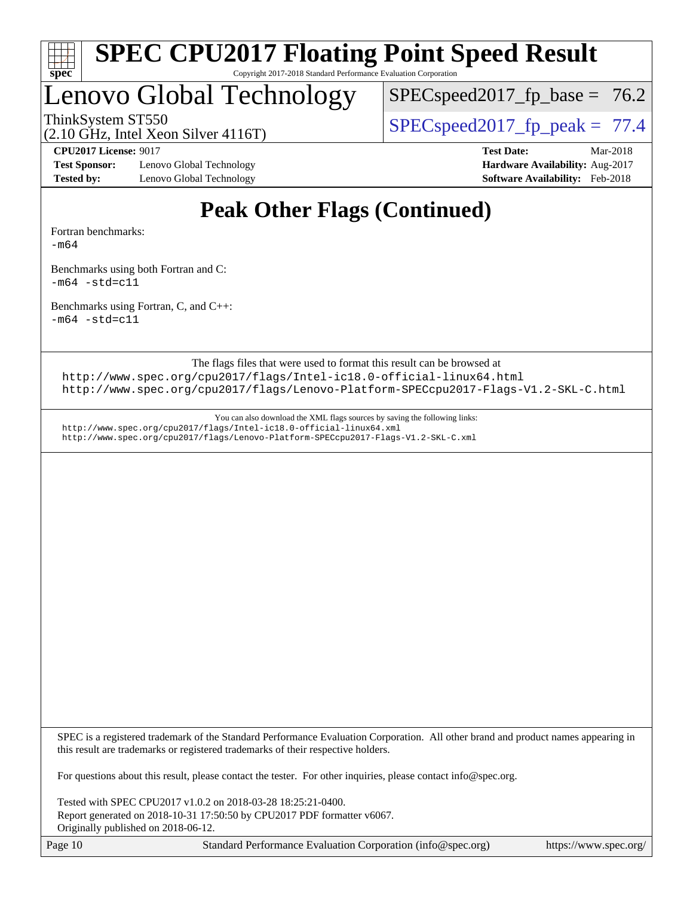## Peak Other Flags (Continued)

Fortran benchmarks:
-m64

Benchmarks using both Fortran and C:
-m64 -std=c11

Benchmarks using Fortran, C, and C++:
-m64 -std=c11

The flags files that were used to format this result can be browsed at
http://www.spec.org/cpu2017/flags/Intel-ic18.0-official-linux64.html
http://www.spec.org/cpu2017/flags/Lenovo-Platform-SPECcpu2017-Flags-V1.2-SKL-C.html

You can also download the XML flags sources by saving the following links:
http://www.spec.org/cpu2017/flags/Intel-ic18.0-official-linux64.xml
http://www.spec.org/cpu2017/flags/Lenovo-Platform-SPECcpu2017-Flags-V1.2-SKL-C.xml

SPEC is a registered trademark of the Standard Performance Evaluation Corporation. All other brand and product names appearing in this result are trademarks or registered trademarks of their respective holders.

For questions about this result, please contact the tester. For other inquiries, please contact info@spec.org.

Tested with SPEC CPU2017 v1.0.2 on 2018-03-28 18:25:21-0400.
Report generated on 2018-10-31 17:50:50 by CPU2017 PDF formatter v6067.
Originally published on 2018-06-12.